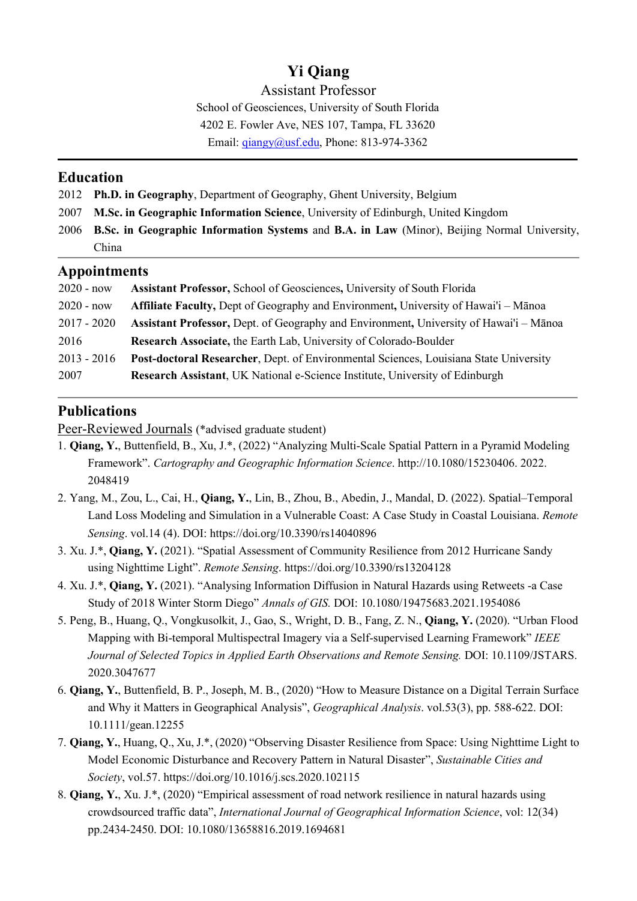# Yi Qiang

Assistant Professor

School of Geosciences, University of South Florida

4202 E. Fowler Ave, NES 107, Tampa, FL 33620

Email: qiangy@usf.edu, Phone: 813-974-3362

## Education

2012 **Ph.D. in Geography**, Department of Geography, Ghent University, Belgium

2007 **M.Sc. in Geographic Information Science**, University of Edinburgh, United Kingdom

2006 **B.Sc. in Geographic Information Systems** and **B.A. in Law** (Minor), Beijing Normal University, China

## Appointments

| | |
|---|---|
| 2020 - now | **Assistant Professor,** School of Geosciences**,** University of South Florida |
| 2020 - now | **Affiliate Faculty,** Dept of Geography and Environment**,** University of Hawai'i – Mānoa |
| 2017 - 2020 | **Assistant Professor,** Dept. of Geography and Environment**,** University of Hawai'i – Mānoa |
| 2016 | **Research Associate,** the Earth Lab, University of Colorado-Boulder |
| 2013 - 2016 | **Post-doctoral Researcher**, Dept. of Environmental Sciences, Louisiana State University |
| 2007 | **Research Assistant**, UK National e-Science Institute, University of Edinburgh |

## Publications

Peer-Reviewed Journals (*advised graduate student)

1. **Qiang, Y.**, Buttenfield, B., Xu, J.*, (2022) "Analyzing Multi-Scale Spatial Pattern in a Pyramid Modeling Framework". *Cartography and Geographic Information Science*. http://10.1080/15230406. 2022. 2048419
2. Yang, M., Zou, L., Cai, H., **Qiang, Y.**, Lin, B., Zhou, B., Abedin, J., Mandal, D. (2022). Spatial–Temporal Land Loss Modeling and Simulation in a Vulnerable Coast: A Case Study in Coastal Louisiana. *Remote Sensing*. vol.14 (4). DOI: https://doi.org/10.3390/rs14040896
3. Xu. J.*, **Qiang, Y.** (2021). "Spatial Assessment of Community Resilience from 2012 Hurricane Sandy using Nighttime Light". *Remote Sensing*. https://doi.org/10.3390/rs13204128
4. Xu. J.*, **Qiang, Y.** (2021). "Analysing Information Diffusion in Natural Hazards using Retweets -a Case Study of 2018 Winter Storm Diego" *Annals of GIS.* DOI: 10.1080/19475683.2021.1954086
5. Peng, B., Huang, Q., Vongkusolkit, J., Gao, S., Wright, D. B., Fang, Z. N., **Qiang, Y.** (2020). "Urban Flood Mapping with Bi-temporal Multispectral Imagery via a Self-supervised Learning Framework" *IEEE Journal of Selected Topics in Applied Earth Observations and Remote Sensing.* DOI: 10.1109/JSTARS. 2020.3047677
6. **Qiang, Y.**, Buttenfield, B. P., Joseph, M. B., (2020) "How to Measure Distance on a Digital Terrain Surface and Why it Matters in Geographical Analysis", *Geographical Analysis*. vol.53(3), pp. 588-622. DOI: 10.1111/gean.12255
7. **Qiang, Y.**, Huang, Q., Xu, J.*, (2020) "Observing Disaster Resilience from Space: Using Nighttime Light to Model Economic Disturbance and Recovery Pattern in Natural Disaster", *Sustainable Cities and Society*, vol.57. https://doi.org/10.1016/j.scs.2020.102115
8. **Qiang, Y.**, Xu. J.*, (2020) "Empirical assessment of road network resilience in natural hazards using crowdsourced traffic data", *International Journal of Geographical Information Science*, vol: 12(34) pp.2434-2450. DOI: 10.1080/13658816.2019.1694681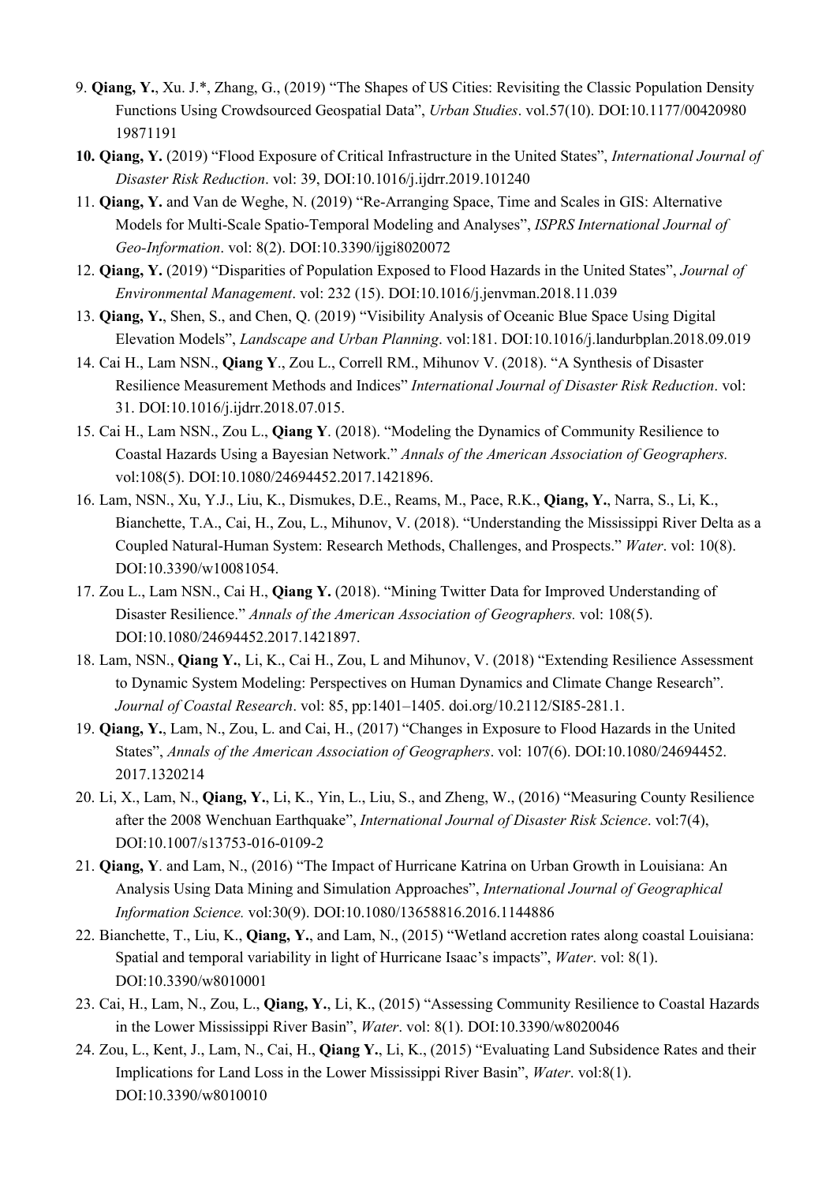9. **Qiang, Y.**, Xu. J.*, Zhang, G., (2019) "The Shapes of US Cities: Revisiting the Classic Population Density Functions Using Crowdsourced Geospatial Data", *Urban Studies*. vol.57(10). DOI:10.1177/00420980 19871191
10. **Qiang, Y.** (2019) "Flood Exposure of Critical Infrastructure in the United States", *International Journal of Disaster Risk Reduction*. vol: 39, DOI:10.1016/j.ijdrr.2019.101240
11. **Qiang, Y.** and Van de Weghe, N. (2019) "Re-Arranging Space, Time and Scales in GIS: Alternative Models for Multi-Scale Spatio-Temporal Modeling and Analyses", *ISPRS International Journal of Geo-Information*. vol: 8(2). DOI:10.3390/ijgi8020072
12. **Qiang, Y.** (2019) "Disparities of Population Exposed to Flood Hazards in the United States", *Journal of Environmental Management*. vol: 232 (15). DOI:10.1016/j.jenvman.2018.11.039
13. **Qiang, Y.**, Shen, S., and Chen, Q. (2019) "Visibility Analysis of Oceanic Blue Space Using Digital Elevation Models", *Landscape and Urban Planning*. vol:181. DOI:10.1016/j.landurbplan.2018.09.019
14. Cai H., Lam NSN., **Qiang Y**., Zou L., Correll RM., Mihunov V. (2018). "A Synthesis of Disaster Resilience Measurement Methods and Indices" *International Journal of Disaster Risk Reduction*. vol: 31. DOI:10.1016/j.ijdrr.2018.07.015.
15. Cai H., Lam NSN., Zou L., **Qiang Y**. (2018). "Modeling the Dynamics of Community Resilience to Coastal Hazards Using a Bayesian Network." *Annals of the American Association of Geographers.* vol:108(5). DOI:10.1080/24694452.2017.1421896.
16. Lam, NSN., Xu, Y.J., Liu, K., Dismukes, D.E., Reams, M., Pace, R.K., **Qiang, Y.**, Narra, S., Li, K., Bianchette, T.A., Cai, H., Zou, L., Mihunov, V. (2018). "Understanding the Mississippi River Delta as a Coupled Natural-Human System: Research Methods, Challenges, and Prospects." *Water*. vol: 10(8). DOI:10.3390/w10081054.
17. Zou L., Lam NSN., Cai H., **Qiang Y.** (2018). "Mining Twitter Data for Improved Understanding of Disaster Resilience." *Annals of the American Association of Geographers.* vol: 108(5). DOI:10.1080/24694452.2017.1421897.
18. Lam, NSN., **Qiang Y.**, Li, K., Cai H., Zou, L and Mihunov, V. (2018) "Extending Resilience Assessment to Dynamic System Modeling: Perspectives on Human Dynamics and Climate Change Research". *Journal of Coastal Research*. vol: 85, pp:1401–1405. doi.org/10.2112/SI85-281.1.
19. **Qiang, Y.**, Lam, N., Zou, L. and Cai, H., (2017) "Changes in Exposure to Flood Hazards in the United States", *Annals of the American Association of Geographers*. vol: 107(6). DOI:10.1080/24694452. 2017.1320214
20. Li, X., Lam, N., **Qiang, Y.**, Li, K., Yin, L., Liu, S., and Zheng, W., (2016) "Measuring County Resilience after the 2008 Wenchuan Earthquake", *International Journal of Disaster Risk Science*. vol:7(4), DOI:10.1007/s13753-016-0109-2
21. **Qiang, Y**. and Lam, N., (2016) "The Impact of Hurricane Katrina on Urban Growth in Louisiana: An Analysis Using Data Mining and Simulation Approaches", *International Journal of Geographical Information Science.* vol:30(9). DOI:10.1080/13658816.2016.1144886
22. Bianchette, T., Liu, K., **Qiang, Y.**, and Lam, N., (2015) "Wetland accretion rates along coastal Louisiana: Spatial and temporal variability in light of Hurricane Isaac's impacts", *Water*. vol: 8(1). DOI:10.3390/w8010001
23. Cai, H., Lam, N., Zou, L., **Qiang, Y.**, Li, K., (2015) "Assessing Community Resilience to Coastal Hazards in the Lower Mississippi River Basin", *Water*. vol: 8(1). DOI:10.3390/w8020046
24. Zou, L., Kent, J., Lam, N., Cai, H., **Qiang Y.**, Li, K., (2015) "Evaluating Land Subsidence Rates and their Implications for Land Loss in the Lower Mississippi River Basin", *Water*. vol:8(1). DOI:10.3390/w8010010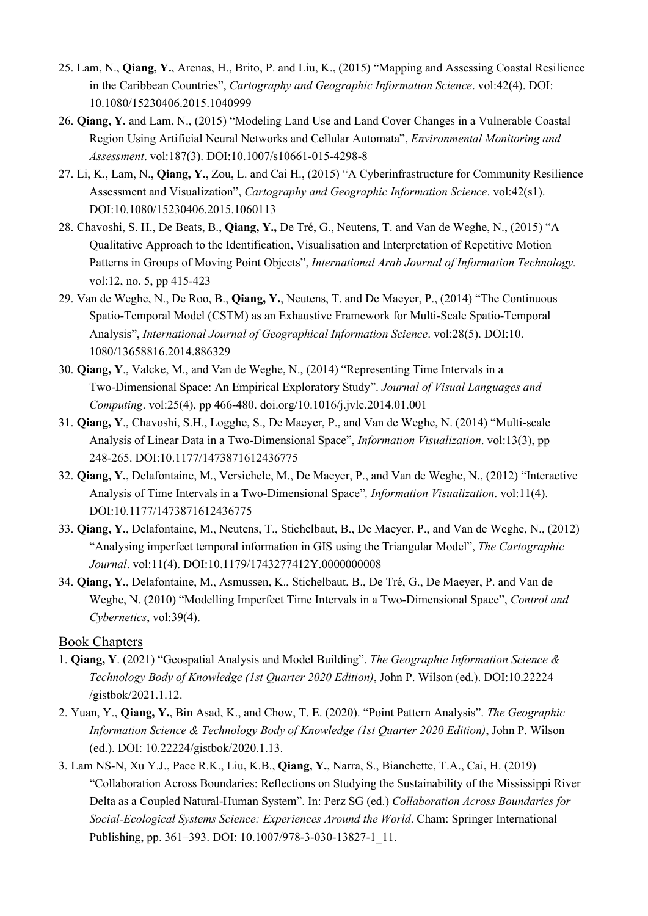25. Lam, N., **Qiang, Y.**, Arenas, H., Brito, P. and Liu, K., (2015) "Mapping and Assessing Coastal Resilience in the Caribbean Countries", *Cartography and Geographic Information Science*. vol:42(4). DOI: 10.1080/15230406.2015.1040999
26. **Qiang, Y.** and Lam, N., (2015) "Modeling Land Use and Land Cover Changes in a Vulnerable Coastal Region Using Artificial Neural Networks and Cellular Automata", *Environmental Monitoring and Assessment*. vol:187(3). DOI:10.1007/s10661-015-4298-8
27. Li, K., Lam, N., **Qiang, Y.**, Zou, L. and Cai H., (2015) "A Cyberinfrastructure for Community Resilience Assessment and Visualization", *Cartography and Geographic Information Science*. vol:42(s1). DOI:10.1080/15230406.2015.1060113
28. Chavoshi, S. H., De Beats, B., **Qiang, Y.,** De Tré, G., Neutens, T. and Van de Weghe, N., (2015) "A Qualitative Approach to the Identification, Visualisation and Interpretation of Repetitive Motion Patterns in Groups of Moving Point Objects", *International Arab Journal of Information Technology.* vol:12, no. 5, pp 415-423
29. Van de Weghe, N., De Roo, B., **Qiang, Y.**, Neutens, T. and De Maeyer, P., (2014) "The Continuous Spatio-Temporal Model (CSTM) as an Exhaustive Framework for Multi-Scale Spatio-Temporal Analysis", *International Journal of Geographical Information Science*. vol:28(5). DOI:10. 1080/13658816.2014.886329
30. **Qiang, Y**., Valcke, M., and Van de Weghe, N., (2014) "Representing Time Intervals in a Two-Dimensional Space: An Empirical Exploratory Study". *Journal of Visual Languages and Computing*. vol:25(4), pp 466-480. doi.org/10.1016/j.jvlc.2014.01.001
31. **Qiang, Y**., Chavoshi, S.H., Logghe, S., De Maeyer, P., and Van de Weghe, N. (2014) "Multi-scale Analysis of Linear Data in a Two-Dimensional Space", *Information Visualization*. vol:13(3), pp 248-265. DOI:10.1177/1473871612436775
32. **Qiang, Y.**, Delafontaine, M., Versichele, M., De Maeyer, P., and Van de Weghe, N., (2012) "Interactive Analysis of Time Intervals in a Two-Dimensional Space"*, Information Visualization*. vol:11(4). DOI:10.1177/1473871612436775
33. **Qiang, Y.**, Delafontaine, M., Neutens, T., Stichelbaut, B., De Maeyer, P., and Van de Weghe, N., (2012) "Analysing imperfect temporal information in GIS using the Triangular Model", *The Cartographic Journal*. vol:11(4). DOI:10.1179/1743277412Y.0000000008
34. **Qiang, Y.**, Delafontaine, M., Asmussen, K., Stichelbaut, B., De Tré, G., De Maeyer, P. and Van de Weghe, N. (2010) "Modelling Imperfect Time Intervals in a Two-Dimensional Space", *Control and Cybernetics*, vol:39(4).

## Book Chapters

1. **Qiang, Y**. (2021) "Geospatial Analysis and Model Building". *The Geographic Information Science & Technology Body of Knowledge (1st Quarter 2020 Edition)*, John P. Wilson (ed.). DOI:10.22224 /gistbok/2021.1.12.
2. Yuan, Y., **Qiang, Y.**, Bin Asad, K., and Chow, T. E. (2020). "Point Pattern Analysis". *The Geographic Information Science & Technology Body of Knowledge (1st Quarter 2020 Edition)*, John P. Wilson (ed.). DOI: 10.22224/gistbok/2020.1.13.
3. Lam NS-N, Xu Y.J., Pace R.K., Liu, K.B., **Qiang, Y.**, Narra, S., Bianchette, T.A., Cai, H. (2019) "Collaboration Across Boundaries: Reflections on Studying the Sustainability of the Mississippi River Delta as a Coupled Natural-Human System". In: Perz SG (ed.) *Collaboration Across Boundaries for Social-Ecological Systems Science: Experiences Around the World*. Cham: Springer International Publishing, pp. 361–393. DOI: 10.1007/978-3-030-13827-1_11.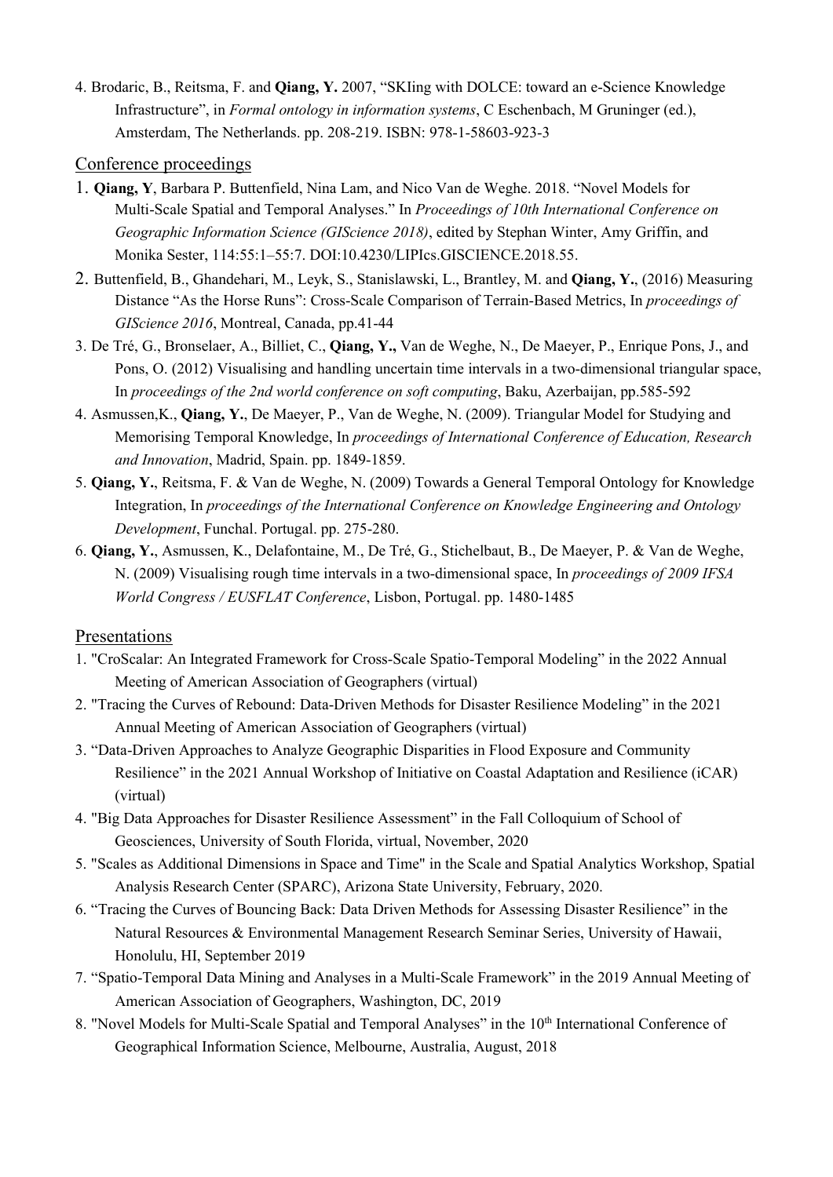4. Brodaric, B., Reitsma, F. and **Qiang, Y.** 2007, "SKIing with DOLCE: toward an e-Science Knowledge Infrastructure", in *Formal ontology in information systems*, C Eschenbach, M Gruninger (ed.), Amsterdam, The Netherlands. pp. 208-219. ISBN: 978-1-58603-923-3

## Conference proceedings

1. **Qiang, Y**, Barbara P. Buttenfield, Nina Lam, and Nico Van de Weghe. 2018. "Novel Models for Multi-Scale Spatial and Temporal Analyses." In *Proceedings of 10th International Conference on Geographic Information Science (GIScience 2018)*, edited by Stephan Winter, Amy Griffin, and Monika Sester, 114:55:1–55:7. DOI:10.4230/LIPIcs.GISCIENCE.2018.55.
2. Buttenfield, B., Ghandehari, M., Leyk, S., Stanislawski, L., Brantley, M. and **Qiang, Y.**, (2016) Measuring Distance "As the Horse Runs": Cross-Scale Comparison of Terrain-Based Metrics, In *proceedings of GIScience 2016*, Montreal, Canada, pp.41-44
3. De Tré, G., Bronselaer, A., Billiet, C., **Qiang, Y.,** Van de Weghe, N., De Maeyer, P., Enrique Pons, J., and Pons, O. (2012) Visualising and handling uncertain time intervals in a two-dimensional triangular space, In *proceedings of the 2nd world conference on soft computing*, Baku, Azerbaijan, pp.585-592
4. Asmussen,K., **Qiang, Y.**, De Maeyer, P., Van de Weghe, N. (2009). Triangular Model for Studying and Memorising Temporal Knowledge, In *proceedings of International Conference of Education, Research and Innovation*, Madrid, Spain. pp. 1849-1859.
5. **Qiang, Y.**, Reitsma, F. & Van de Weghe, N. (2009) Towards a General Temporal Ontology for Knowledge Integration, In *proceedings of the International Conference on Knowledge Engineering and Ontology Development*, Funchal. Portugal. pp. 275-280.
6. **Qiang, Y.**, Asmussen, K., Delafontaine, M., De Tré, G., Stichelbaut, B., De Maeyer, P. & Van de Weghe, N. (2009) Visualising rough time intervals in a two-dimensional space, In *proceedings of 2009 IFSA World Congress / EUSFLAT Conference*, Lisbon, Portugal. pp. 1480-1485

## Presentations

1. "CroScalar: An Integrated Framework for Cross-Scale Spatio-Temporal Modeling" in the 2022 Annual Meeting of American Association of Geographers (virtual)
2. "Tracing the Curves of Rebound: Data-Driven Methods for Disaster Resilience Modeling" in the 2021 Annual Meeting of American Association of Geographers (virtual)
3. "Data-Driven Approaches to Analyze Geographic Disparities in Flood Exposure and Community Resilience" in the 2021 Annual Workshop of Initiative on Coastal Adaptation and Resilience (iCAR) (virtual)
4. "Big Data Approaches for Disaster Resilience Assessment" in the Fall Colloquium of School of Geosciences, University of South Florida, virtual, November, 2020
5. "Scales as Additional Dimensions in Space and Time" in the Scale and Spatial Analytics Workshop, Spatial Analysis Research Center (SPARC), Arizona State University, February, 2020.
6. "Tracing the Curves of Bouncing Back: Data Driven Methods for Assessing Disaster Resilience" in the Natural Resources & Environmental Management Research Seminar Series, University of Hawaii, Honolulu, HI, September 2019
7. "Spatio-Temporal Data Mining and Analyses in a Multi-Scale Framework" in the 2019 Annual Meeting of American Association of Geographers, Washington, DC, 2019
8. "Novel Models for Multi-Scale Spatial and Temporal Analyses" in the 10th International Conference of Geographical Information Science, Melbourne, Australia, August, 2018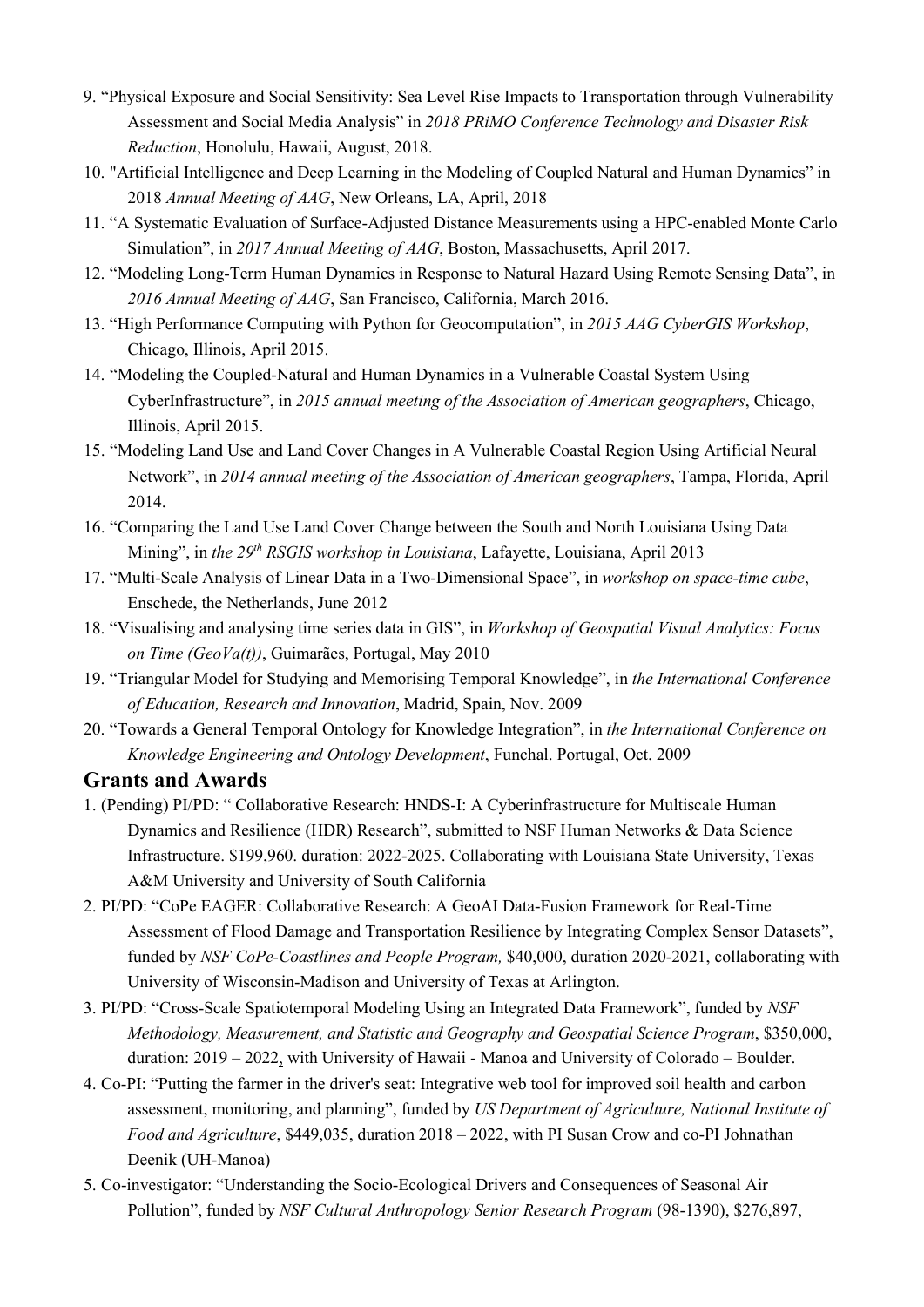9. "Physical Exposure and Social Sensitivity: Sea Level Rise Impacts to Transportation through Vulnerability Assessment and Social Media Analysis" in *2018 PRiMO Conference Technology and Disaster Risk Reduction*, Honolulu, Hawaii, August, 2018.
10. "Artificial Intelligence and Deep Learning in the Modeling of Coupled Natural and Human Dynamics" in 2018 *Annual Meeting of AAG*, New Orleans, LA, April, 2018
11. "A Systematic Evaluation of Surface-Adjusted Distance Measurements using a HPC-enabled Monte Carlo Simulation", in *2017 Annual Meeting of AAG*, Boston, Massachusetts, April 2017.
12. "Modeling Long-Term Human Dynamics in Response to Natural Hazard Using Remote Sensing Data", in *2016 Annual Meeting of AAG*, San Francisco, California, March 2016.
13. "High Performance Computing with Python for Geocomputation", in *2015 AAG CyberGIS Workshop*, Chicago, Illinois, April 2015.
14. "Modeling the Coupled-Natural and Human Dynamics in a Vulnerable Coastal System Using CyberInfrastructure", in *2015 annual meeting of the Association of American geographers*, Chicago, Illinois, April 2015.
15. "Modeling Land Use and Land Cover Changes in A Vulnerable Coastal Region Using Artificial Neural Network", in *2014 annual meeting of the Association of American geographers*, Tampa, Florida, April 2014.
16. "Comparing the Land Use Land Cover Change between the South and North Louisiana Using Data Mining", in *the 29th RSGIS workshop in Louisiana*, Lafayette, Louisiana, April 2013
17. "Multi-Scale Analysis of Linear Data in a Two-Dimensional Space", in *workshop on space-time cube*, Enschede, the Netherlands, June 2012
18. "Visualising and analysing time series data in GIS", in *Workshop of Geospatial Visual Analytics: Focus on Time (GeoVa(t))*, Guimarães, Portugal, May 2010
19. "Triangular Model for Studying and Memorising Temporal Knowledge", in *the International Conference of Education, Research and Innovation*, Madrid, Spain, Nov. 2009
20. "Towards a General Temporal Ontology for Knowledge Integration", in *the International Conference on Knowledge Engineering and Ontology Development*, Funchal. Portugal, Oct. 2009

## Grants and Awards

1. (Pending) PI/PD: " Collaborative Research: HNDS-I: A Cyberinfrastructure for Multiscale Human Dynamics and Resilience (HDR) Research", submitted to NSF Human Networks & Data Science Infrastructure. $199,960. duration: 2022-2025. Collaborating with Louisiana State University, Texas A&M University and University of South California
2. PI/PD: "CoPe EAGER: Collaborative Research: A GeoAI Data-Fusion Framework for Real-Time Assessment of Flood Damage and Transportation Resilience by Integrating Complex Sensor Datasets", funded by *NSF CoPe-Coastlines and People Program,* $40,000, duration 2020-2021, collaborating with University of Wisconsin-Madison and University of Texas at Arlington.
3. PI/PD: "Cross-Scale Spatiotemporal Modeling Using an Integrated Data Framework", funded by *NSF Methodology, Measurement, and Statistic and Geography and Geospatial Science Program*, $350,000, duration: 2019 – 2022, with University of Hawaii - Manoa and University of Colorado – Boulder.
4. Co-PI: "Putting the farmer in the driver's seat: Integrative web tool for improved soil health and carbon assessment, monitoring, and planning", funded by *US Department of Agriculture, National Institute of Food and Agriculture*, $449,035, duration 2018 – 2022, with PI Susan Crow and co-PI Johnathan Deenik (UH-Manoa)
5. Co-investigator: "Understanding the Socio-Ecological Drivers and Consequences of Seasonal Air Pollution", funded by *NSF Cultural Anthropology Senior Research Program* (98-1390), $276,897,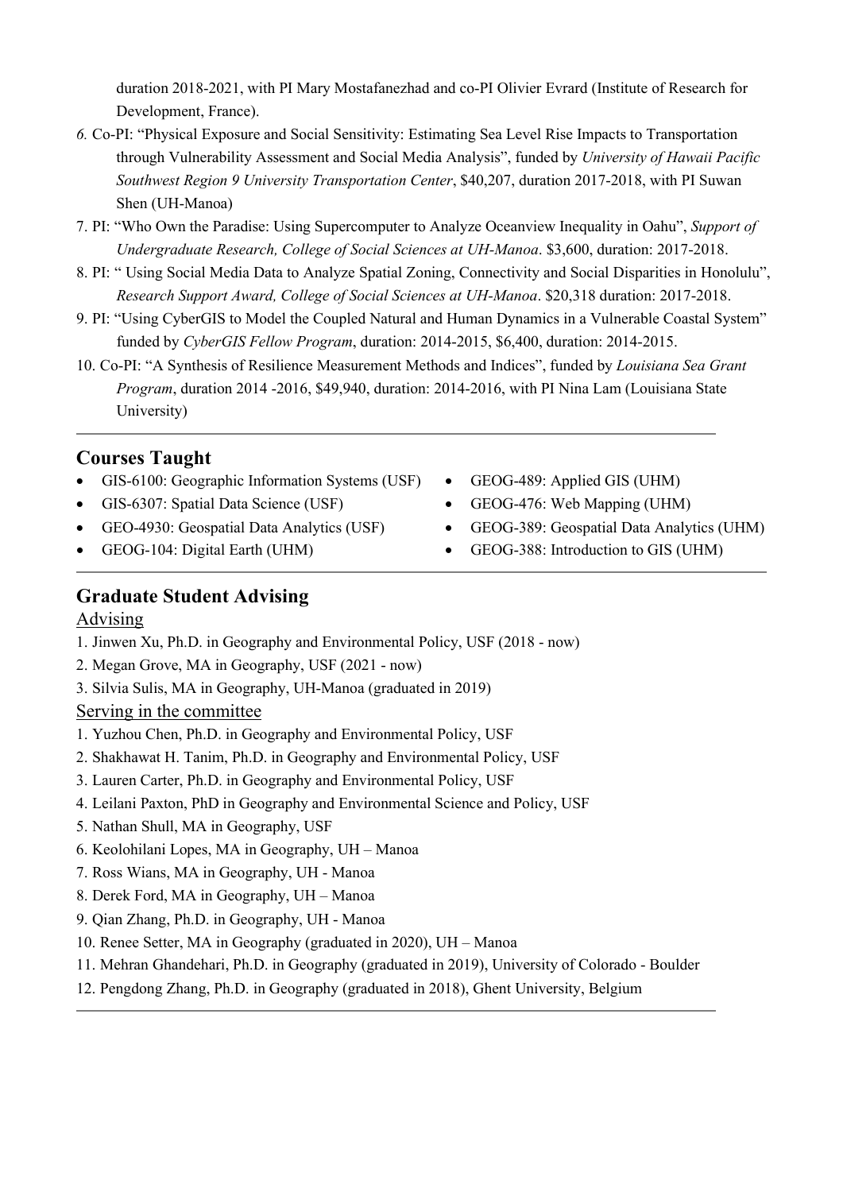duration 2018-2021, with PI Mary Mostafanezhad and co-PI Olivier Evrard (Institute of Research for Development, France).

6. Co-PI: "Physical Exposure and Social Sensitivity: Estimating Sea Level Rise Impacts to Transportation through Vulnerability Assessment and Social Media Analysis", funded by *University of Hawaii Pacific Southwest Region 9 University Transportation Center*, $40,207, duration 2017-2018, with PI Suwan Shen (UH-Manoa)
7. PI: "Who Own the Paradise: Using Supercomputer to Analyze Oceanview Inequality in Oahu", *Support of Undergraduate Research, College of Social Sciences at UH-Manoa*. $3,600, duration: 2017-2018.
8. PI: " Using Social Media Data to Analyze Spatial Zoning, Connectivity and Social Disparities in Honolulu", *Research Support Award, College of Social Sciences at UH-Manoa*. $20,318 duration: 2017-2018.
9. PI: "Using CyberGIS to Model the Coupled Natural and Human Dynamics in a Vulnerable Coastal System" funded by *CyberGIS Fellow Program*, duration: 2014-2015, $6,400, duration: 2014-2015.
10. Co-PI: "A Synthesis of Resilience Measurement Methods and Indices", funded by *Louisiana Sea Grant Program*, duration 2014 -2016, $49,940, duration: 2014-2016, with PI Nina Lam (Louisiana State University)

---

## Courses Taught

- GIS-6100: Geographic Information Systems (USF)
- GIS-6307: Spatial Data Science (USF)
- GEO-4930: Geospatial Data Analytics (USF)
- GEOG-104: Digital Earth (UHM)
- GEOG-489: Applied GIS (UHM)
- GEOG-476: Web Mapping (UHM)
- GEOG-389: Geospatial Data Analytics (UHM)
- GEOG-388: Introduction to GIS (UHM)

---

## Graduate Student Advising

<u>Advising</u>

1. Jinwen Xu, Ph.D. in Geography and Environmental Policy, USF (2018 - now)
2. Megan Grove, MA in Geography, USF (2021 - now)
3. Silvia Sulis, MA in Geography, UH-Manoa (graduated in 2019)

<u>Serving in the committee</u>

1. Yuzhou Chen, Ph.D. in Geography and Environmental Policy, USF
2. Shakhawat H. Tanim, Ph.D. in Geography and Environmental Policy, USF
3. Lauren Carter, Ph.D. in Geography and Environmental Policy, USF
4. Leilani Paxton, PhD in Geography and Environmental Science and Policy, USF
5. Nathan Shull, MA in Geography, USF
6. Keolohilani Lopes, MA in Geography, UH – Manoa
7. Ross Wians, MA in Geography, UH - Manoa
8. Derek Ford, MA in Geography, UH – Manoa
9. Qian Zhang, Ph.D. in Geography, UH - Manoa
10. Renee Setter, MA in Geography (graduated in 2020), UH – Manoa
11. Mehran Ghandehari, Ph.D. in Geography (graduated in 2019), University of Colorado - Boulder
12. Pengdong Zhang, Ph.D. in Geography (graduated in 2018), Ghent University, Belgium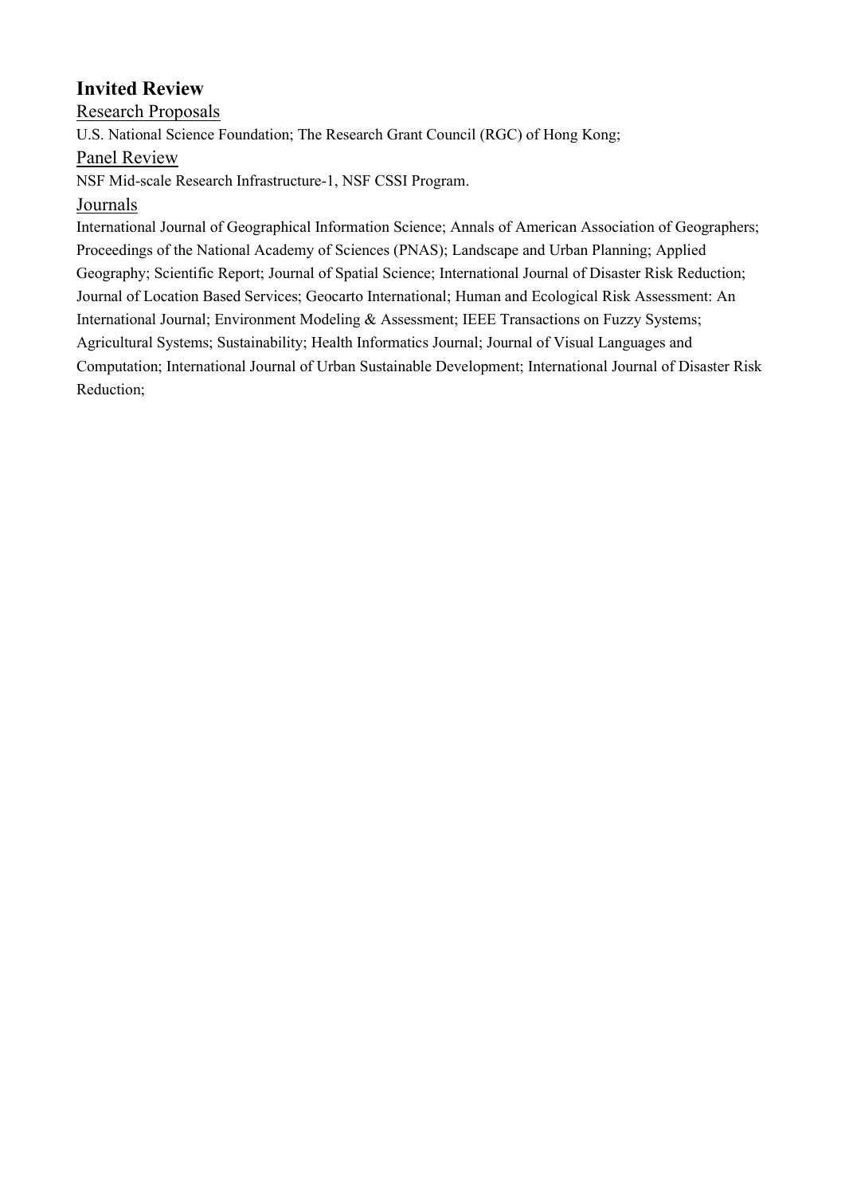## Invited Review

### Research Proposals

U.S. National Science Foundation; The Research Grant Council (RGC) of Hong Kong;

### Panel Review

NSF Mid-scale Research Infrastructure-1, NSF CSSI Program.

### Journals

International Journal of Geographical Information Science; Annals of American Association of Geographers; Proceedings of the National Academy of Sciences (PNAS); Landscape and Urban Planning; Applied Geography; Scientific Report; Journal of Spatial Science; International Journal of Disaster Risk Reduction; Journal of Location Based Services; Geocarto International; Human and Ecological Risk Assessment: An International Journal; Environment Modeling & Assessment; IEEE Transactions on Fuzzy Systems; Agricultural Systems; Sustainability; Health Informatics Journal; Journal of Visual Languages and Computation; International Journal of Urban Sustainable Development; International Journal of Disaster Risk Reduction;